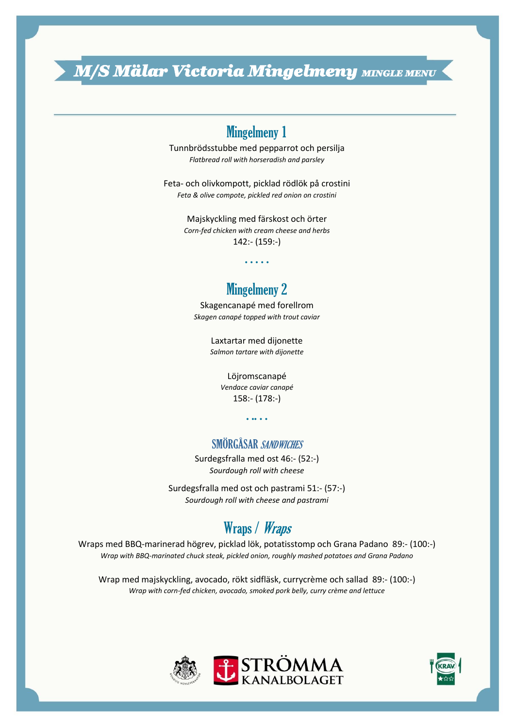# M/S Mälar Victoria Mingelmeny *MINGLE MENU*

## Mingelmeny 1

Tunnbrödsstubbe med pepparrot och persilja
*Flatbread roll with horseradish and parsley*

Feta- och olivkompott, picklad rödlök på crostini
*Feta & olive compote, pickled red onion on crostini*

Majskyckling med färskost och örter
*Corn-fed chicken with cream cheese and herbs*
142:- (159:-)

. . . . .

## Mingelmeny 2

Skagencanapé med forellrom
*Skagen canapé topped with trout caviar*

Laxtartar med dijonette
*Salmon tartare with dijonette*

Löjromscanapé
*Vendace caviar canapé*
158:- (178:-)

. .. . .

## SMÖRGÅSAR *SANDWICHES*

Surdegsfralla med ost 46:- (52:-)
*Sourdough roll with cheese*

Surdegsfralla med ost och pastrami 51:- (57:-)
*Sourdough roll with cheese and pastrami*

## Wraps / *Wraps*

Wraps med BBQ-marinerad högrev, picklad lök, potatisstomp och Grana Padano 89:- (100:-)
*Wrap with BBQ-marinated chuck steak, pickled onion, roughly mashed potatoes and Grana Padano*

Wrap med majskyckling, avocado, rökt sidfläsk, currycrème och sallad 89:- (100:-)
*Wrap with corn-fed chicken, avocado, smoked pork belly, curry crème and lettuce*

STRÖMMA KANALBOLAGET

KRAV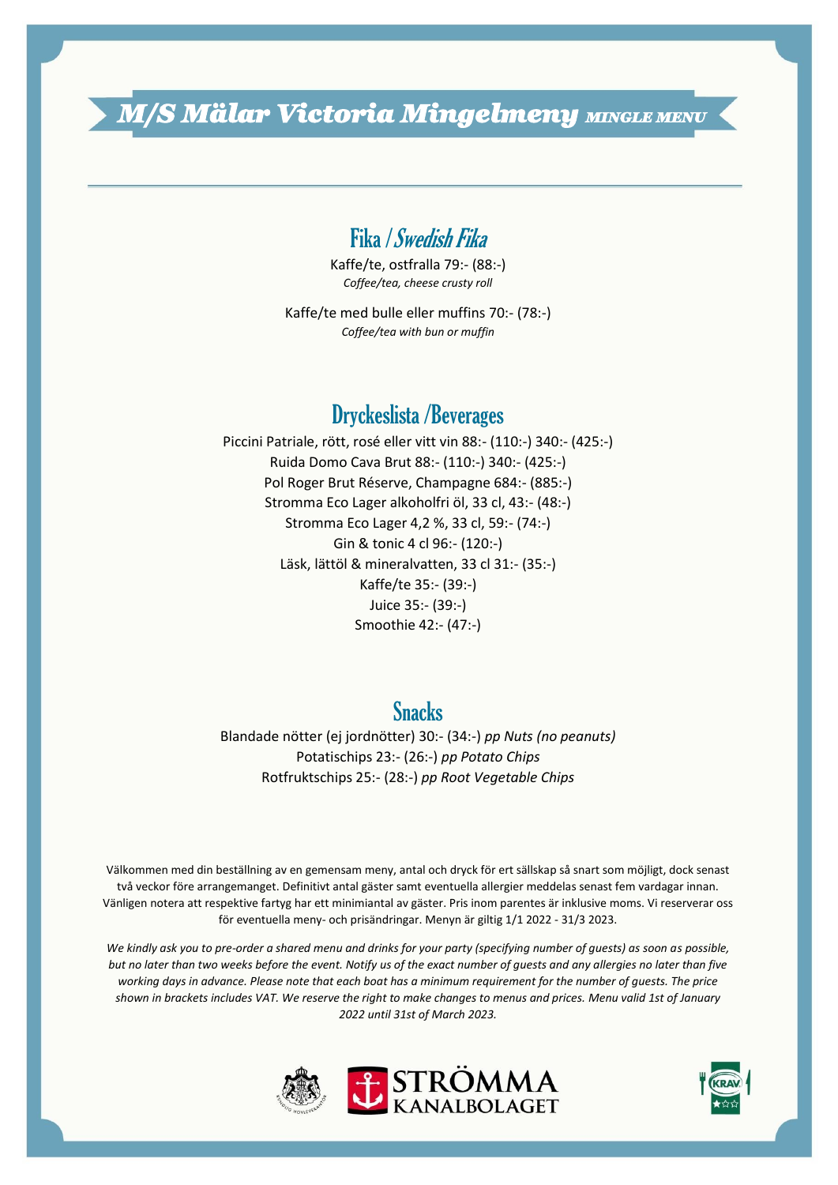# M/S Mälar Victoria Mingelmeny *MINGLE MENU*

## Fika / *Swedish Fika*

Kaffe/te, ostfralla 79:- (88:-)
*Coffee/tea, cheese crusty roll*

Kaffe/te med bulle eller muffins 70:- (78:-)
*Coffee/tea with bun or muffin*

## Dryckeslista /Beverages

Piccini Patriale, rött, rosé eller vitt vin 88:- (110:-) 340:- (425:-)
Ruida Domo Cava Brut 88:- (110:-) 340:- (425:-)
Pol Roger Brut Réserve, Champagne 684:- (885:-)
Stromma Eco Lager alkoholfri öl, 33 cl, 43:- (48:-)
Stromma Eco Lager 4,2 %, 33 cl, 59:- (74:-)
Gin & tonic 4 cl 96:- (120:-)
Läsk, lättöl & mineralvatten, 33 cl 31:- (35:-)
Kaffe/te 35:- (39:-)
Juice 35:- (39:-)
Smoothie 42:- (47:-)

## Snacks

Blandade nötter (ej jordnötter) 30:- (34:-) *pp Nuts (no peanuts)*
Potatischips 23:- (26:-) *pp Potato Chips*
Rotfruktschips 25:- (28:-) *pp Root Vegetable Chips*

Välkommen med din beställning av en gemensam meny, antal och dryck för ert sällskap så snart som möjligt, dock senast två veckor före arrangemanget. Definitivt antal gäster samt eventuella allergier meddelas senast fem vardagar innan. Vänligen notera att respektive fartyg har ett minimiantal av gäster. Pris inom parentes är inklusive moms. Vi reserverar oss för eventuella meny- och prisändringar. Menyn är giltig 1/1 2022 - 31/3 2023.

*We kindly ask you to pre-order a shared menu and drinks for your party (specifying number of guests) as soon as possible, but no later than two weeks before the event. Notify us of the exact number of guests and any allergies no later than five working days in advance. Please note that each boat has a minimum requirement for the number of guests. The price shown in brackets includes VAT. We reserve the right to make changes to menus and prices. Menu valid 1st of January 2022 until 31st of March 2023.*

STRÖMMA KANALBOLAGET